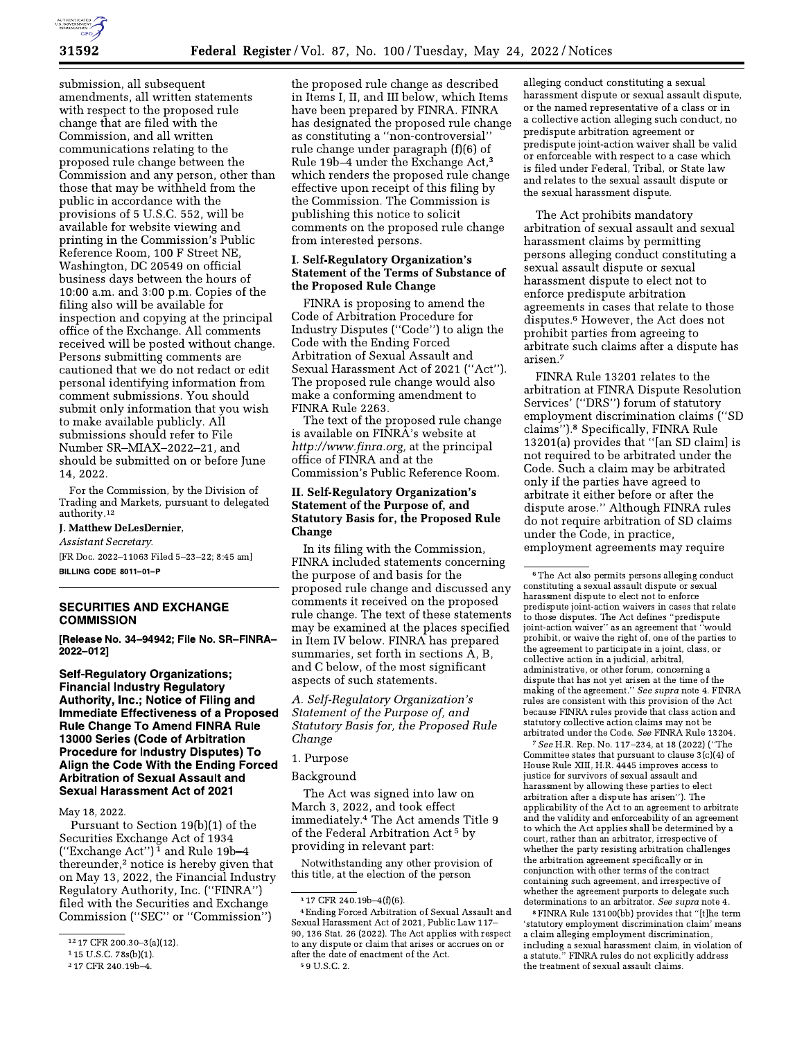submission, all subsequent amendments, all written statements with respect to the proposed rule change that are filed with the Commission, and all written communications relating to the proposed rule change between the Commission and any person, other than those that may be withheld from the public in accordance with the provisions of 5 U.S.C. 552, will be available for website viewing and printing in the Commission's Public Reference Room, 100 F Street NE, Washington, DC 20549 on official business days between the hours of 10:00 a.m. and 3:00 p.m. Copies of the filing also will be available for inspection and copying at the principal office of the Exchange. All comments received will be posted without change. Persons submitting comments are cautioned that we do not redact or edit personal identifying information from comment submissions. You should submit only information that you wish to make available publicly. All submissions should refer to File Number SR–MIAX–2022–21, and should be submitted on or before June 14, 2022.

For the Commission, by the Division of Trading and Markets, pursuant to delegated authority.[12]

**J. Matthew DeLesDernier,**

*Assistant Secretary.*

[FR Doc. 2022–11063 Filed 5–23–22; 8:45 am]

**BILLING CODE 8011–01–P**

[12] 17 CFR 200.30–3(a)(12).

## SECURITIES AND EXCHANGE COMMISSION

**[Release No. 34–94942; File No. SR–FINRA–2022–012]**

## Self-Regulatory Organizations; Financial Industry Regulatory Authority, Inc.; Notice of Filing and Immediate Effectiveness of a Proposed Rule Change To Amend FINRA Rule 13000 Series (Code of Arbitration Procedure for Industry Disputes) To Align the Code With the Ending Forced Arbitration of Sexual Assault and Sexual Harassment Act of 2021

May 18, 2022.

Pursuant to Section 19(b)(1) of the Securities Exchange Act of 1934 ("Exchange Act")[1] and Rule 19b–4 thereunder,[2] notice is hereby given that on May 13, 2022, the Financial Industry Regulatory Authority, Inc. ("FINRA") filed with the Securities and Exchange Commission ("SEC" or "Commission") the proposed rule change as described in Items I, II, and III below, which Items have been prepared by FINRA. FINRA has designated the proposed rule change as constituting a "non-controversial" rule change under paragraph (f)(6) of Rule 19b–4 under the Exchange Act,[3] which renders the proposed rule change effective upon receipt of this filing by the Commission. The Commission is publishing this notice to solicit comments on the proposed rule change from interested persons.

[1] 15 U.S.C. 78s(b)(1).

[2] 17 CFR 240.19b–4.

[3] 17 CFR 240.19b–4(f)(6).

### I. Self-Regulatory Organization's Statement of the Terms of Substance of the Proposed Rule Change

FINRA is proposing to amend the Code of Arbitration Procedure for Industry Disputes ("Code") to align the Code with the Ending Forced Arbitration of Sexual Assault and Sexual Harassment Act of 2021 ("Act"). The proposed rule change would also make a conforming amendment to FINRA Rule 2263.

The text of the proposed rule change is available on FINRA's website at *http://www.finra.org,* at the principal office of FINRA and at the Commission's Public Reference Room.

### II. Self-Regulatory Organization's Statement of the Purpose of, and Statutory Basis for, the Proposed Rule Change

In its filing with the Commission, FINRA included statements concerning the purpose of and basis for the proposed rule change and discussed any comments it received on the proposed rule change. The text of these statements may be examined at the places specified in Item IV below. FINRA has prepared summaries, set forth in sections A, B, and C below, of the most significant aspects of such statements.

*A. Self-Regulatory Organization's Statement of the Purpose of, and Statutory Basis for, the Proposed Rule Change*

1. Purpose

Background

The Act was signed into law on March 3, 2022, and took effect immediately.[4] The Act amends Title 9 of the Federal Arbitration Act[5] by providing in relevant part:

> Notwithstanding any other provision of this title, at the election of the person alleging conduct constituting a sexual harassment dispute or sexual assault dispute, or the named representative of a class or in a collective action alleging such conduct, no predispute arbitration agreement or predispute joint-action waiver shall be valid or enforceable with respect to a case which is filed under Federal, Tribal, or State law and relates to the sexual assault dispute or the sexual harassment dispute.

[4] Ending Forced Arbitration of Sexual Assault and Sexual Harassment Act of 2021, Public Law 117–90, 136 Stat. 26 (2022). The Act applies with respect to any dispute or claim that arises or accrues on or after the date of enactment of the Act.

[5] 9 U.S.C. 2.

The Act prohibits mandatory arbitration of sexual assault and sexual harassment claims by permitting persons alleging conduct constituting a sexual assault dispute or sexual harassment dispute to elect not to enforce predispute arbitration agreements in cases that relate to those disputes.[6] However, the Act does not prohibit parties from agreeing to arbitrate such claims after a dispute has arisen.[7]

FINRA Rule 13201 relates to the arbitration at FINRA Dispute Resolution Services' ("DRS") forum of statutory employment discrimination claims ("SD claims").[8] Specifically, FINRA Rule 13201(a) provides that "[an SD claim] is not required to be arbitrated under the Code. Such a claim may be arbitrated only if the parties have agreed to arbitrate it either before or after the dispute arose." Although FINRA rules do not require arbitration of SD claims under the Code, in practice, employment agreements may require

[6] The Act also permits persons alleging conduct constituting a sexual assault dispute or sexual harassment dispute to elect not to enforce predispute joint-action waivers in cases that relate to those disputes. The Act defines "predispute joint-action waiver" as an agreement that "would prohibit, or waive the right of, one of the parties to the agreement to participate in a joint, class, or collective action in a judicial, arbitral, administrative, or other forum, concerning a dispute that has not yet arisen at the time of the making of the agreement." *See supra* note 4. FINRA rules are consistent with this provision of the Act because FINRA rules provide that class action and statutory collective action claims may not be arbitrated under the Code. *See* FINRA Rule 13204.

[7] *See* H.R. Rep. No. 117–234, at 18 (2022) ("The Committee states that pursuant to clause 3(c)(4) of House Rule XIII, H.R. 4445 improves access to justice for survivors of sexual assault and harassment by allowing these parties to elect arbitration after a dispute has arisen"). The applicability of the Act to an agreement to arbitrate and the validity and enforceability of an agreement to which the Act applies shall be determined by a court, rather than an arbitrator, irrespective of whether the party resisting arbitration challenges the arbitration agreement specifically or in conjunction with other terms of the contract containing such agreement, and irrespective of whether the agreement purports to delegate such determinations to an arbitrator. *See supra* note 4.

[8] FINRA Rule 13100(bb) provides that "[t]he term 'statutory employment discrimination claim' means a claim alleging employment discrimination, including a sexual harassment claim, in violation of a statute." FINRA rules do not explicitly address the treatment of sexual assault claims.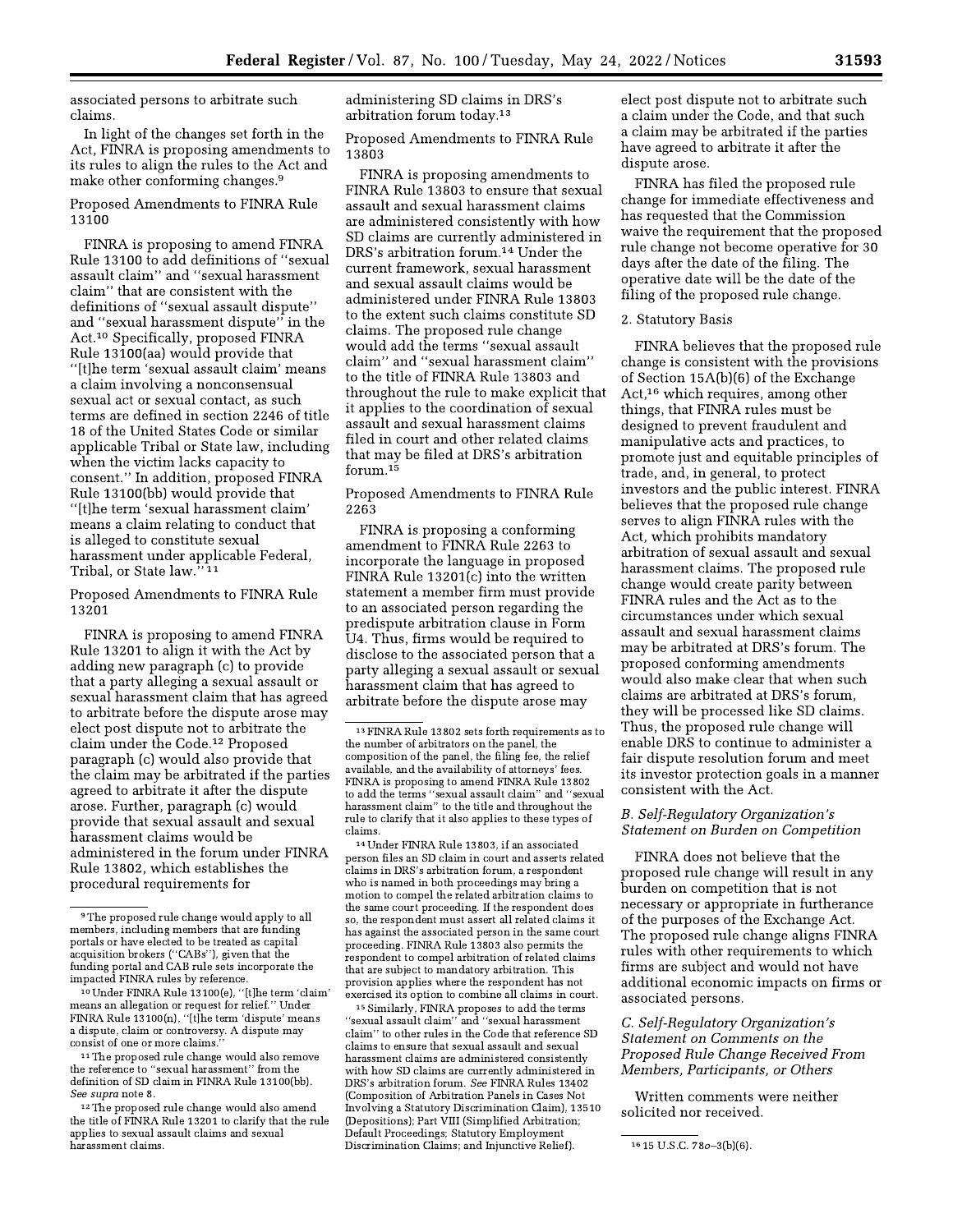associated persons to arbitrate such claims.

In light of the changes set forth in the Act, FINRA is proposing amendments to its rules to align the rules to the Act and make other conforming changes.[9]

Proposed Amendments to FINRA Rule 13100

FINRA is proposing to amend FINRA Rule 13100 to add definitions of "sexual assault claim" and "sexual harassment claim" that are consistent with the definitions of "sexual assault dispute" and "sexual harassment dispute" in the Act.[10] Specifically, proposed FINRA Rule 13100(aa) would provide that "[t]he term 'sexual assault claim' means a claim involving a nonconsensual sexual act or sexual contact, as such terms are defined in section 2246 of title 18 of the United States Code or similar applicable Tribal or State law, including when the victim lacks capacity to consent." In addition, proposed FINRA Rule 13100(bb) would provide that "[t]he term 'sexual harassment claim' means a claim relating to conduct that is alleged to constitute sexual harassment under applicable Federal, Tribal, or State law."[11]

Proposed Amendments to FINRA Rule 13201

FINRA is proposing to amend FINRA Rule 13201 to align it with the Act by adding new paragraph (c) to provide that a party alleging a sexual assault or sexual harassment claim that has agreed to arbitrate before the dispute arose may elect post dispute not to arbitrate the claim under the Code.[12] Proposed paragraph (c) would also provide that the claim may be arbitrated if the parties agreed to arbitrate it after the dispute arose. Further, paragraph (c) would provide that sexual assault and sexual harassment claims would be administered in the forum under FINRA Rule 13802, which establishes the procedural requirements for administering SD claims in DRS's arbitration forum today.[13]

Proposed Amendments to FINRA Rule 13803

FINRA is proposing amendments to FINRA Rule 13803 to ensure that sexual assault and sexual harassment claims are administered consistently with how SD claims are currently administered in DRS's arbitration forum.[14] Under the current framework, sexual harassment and sexual assault claims would be administered under FINRA Rule 13803 to the extent such claims constitute SD claims. The proposed rule change would add the terms "sexual assault claim" and "sexual harassment claim" to the title of FINRA Rule 13803 and throughout the rule to make explicit that it applies to the coordination of sexual assault and sexual harassment claims filed in court and other related claims that may be filed at DRS's arbitration forum.[15]

Proposed Amendments to FINRA Rule 2263

FINRA is proposing a conforming amendment to FINRA Rule 2263 to incorporate the language in proposed FINRA Rule 13201(c) into the written statement a member firm must provide to an associated person regarding the predispute arbitration clause in Form U4. Thus, firms would be required to disclose to the associated person that a party alleging a sexual assault or sexual harassment claim that has agreed to arbitrate before the dispute arose may elect post dispute not to arbitrate such a claim under the Code, and that such a claim may be arbitrated if the parties have agreed to arbitrate it after the dispute arose.

FINRA has filed the proposed rule change for immediate effectiveness and has requested that the Commission waive the requirement that the proposed rule change not become operative for 30 days after the date of the filing. The operative date will be the date of the filing of the proposed rule change.

2. Statutory Basis

FINRA believes that the proposed rule change is consistent with the provisions of Section 15A(b)(6) of the Exchange Act,[16] which requires, among other things, that FINRA rules must be designed to prevent fraudulent and manipulative acts and practices, to promote just and equitable principles of trade, and, in general, to protect investors and the public interest. FINRA believes that the proposed rule change serves to align FINRA rules with the Act, which prohibits mandatory arbitration of sexual assault and sexual harassment claims. The proposed rule change would create parity between FINRA rules and the Act as to the circumstances under which sexual assault and sexual harassment claims may be arbitrated at DRS's forum. The proposed conforming amendments would also make clear that when such claims are arbitrated at DRS's forum, they will be processed like SD claims. Thus, the proposed rule change will enable DRS to continue to administer a fair dispute resolution forum and meet its investor protection goals in a manner consistent with the Act.

*B. Self-Regulatory Organization's Statement on Burden on Competition*

FINRA does not believe that the proposed rule change will result in any burden on competition that is not necessary or appropriate in furtherance of the purposes of the Exchange Act. The proposed rule change aligns FINRA rules with other requirements to which firms are subject and would not have additional economic impacts on firms or associated persons.

*C. Self-Regulatory Organization's Statement on Comments on the Proposed Rule Change Received From Members, Participants, or Others*

Written comments were neither solicited nor received.

---

[9] The proposed rule change would apply to all members, including members that are funding portals or have elected to be treated as capital acquisition brokers ("CABs"), given that the funding portal and CAB rule sets incorporate the impacted FINRA rules by reference.

[10] Under FINRA Rule 13100(e), "[t]he term 'claim' means an allegation or request for relief." Under FINRA Rule 13100(n), "[t]he term 'dispute' means a dispute, claim or controversy. A dispute may consist of one or more claims."

[11] The proposed rule change would also remove the reference to "sexual harassment" from the definition of SD claim in FINRA Rule 13100(bb). *See supra* note 8.

[12] The proposed rule change would also amend the title of FINRA Rule 13201 to clarify that the rule applies to sexual assault claims and sexual harassment claims.

[13] FINRA Rule 13802 sets forth requirements as to the number of arbitrators on the panel, the composition of the panel, the filing fee, the relief available, and the availability of attorneys' fees. FINRA is proposing to amend FINRA Rule 13802 to add the terms "sexual assault claim" and "sexual harassment claim" to the title and throughout the rule to clarify that it also applies to these types of claims.

[14] Under FINRA Rule 13803, if an associated person files an SD claim in court and asserts related claims in DRS's arbitration forum, a respondent who is named in both proceedings may bring a motion to compel the related arbitration claims to the same court proceeding. If the respondent does so, the respondent must assert all related claims it has against the associated person in the same court proceeding. FINRA Rule 13803 also permits the respondent to compel arbitration of related claims that are subject to mandatory arbitration. This provision applies where the respondent has not exercised its option to combine all claims in court.

[15] Similarly, FINRA proposes to add the terms "sexual assault claim" and "sexual harassment claim" to other rules in the Code that reference SD claims to ensure that sexual assault and sexual harassment claims are administered consistently with how SD claims are currently administered in DRS's arbitration forum. *See* FINRA Rules 13402 (Composition of Arbitration Panels in Cases Not Involving a Statutory Discrimination Claim), 13510 (Depositions); Part VIII (Simplified Arbitration; Default Proceedings; Statutory Employment Discrimination Claims; and Injunctive Relief).

[16] 15 U.S.C. 78o–3(b)(6).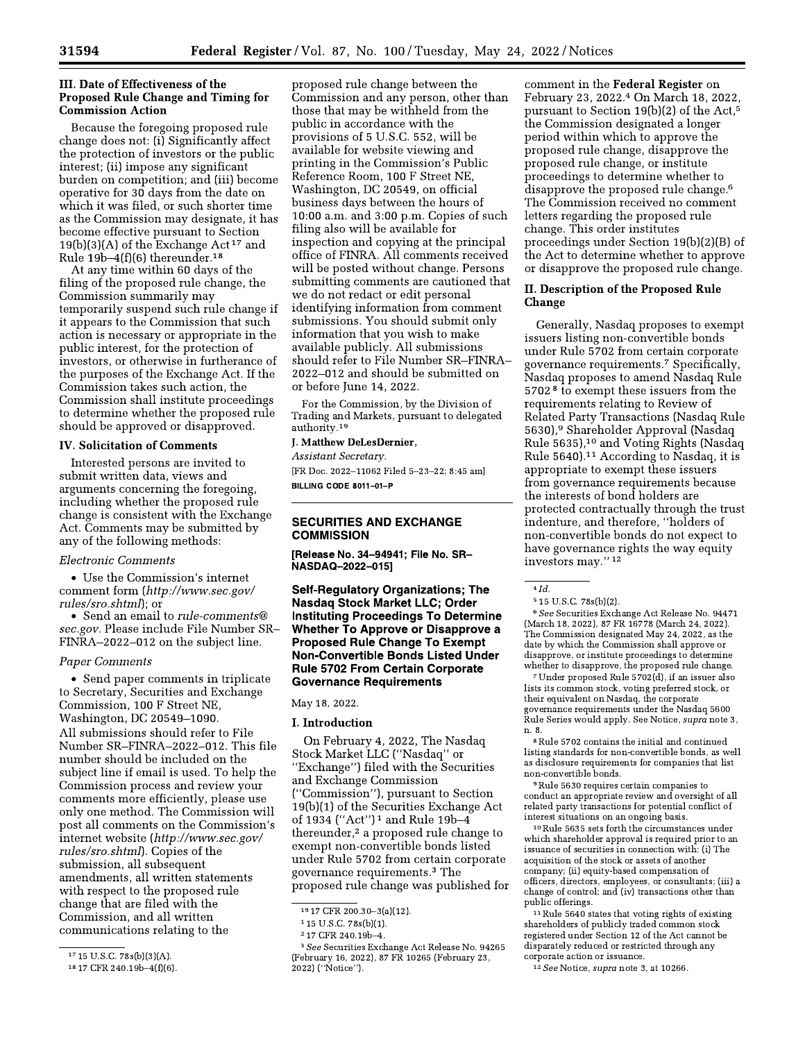## III. Date of Effectiveness of the Proposed Rule Change and Timing for Commission Action

Because the foregoing proposed rule change does not: (i) Significantly affect the protection of investors or the public interest; (ii) impose any significant burden on competition; and (iii) become operative for 30 days from the date on which it was filed, or such shorter time as the Commission may designate, it has become effective pursuant to Section 19(b)(3)(A) of the Exchange Act[17] and Rule 19b–4(f)(6) thereunder.[18]

At any time within 60 days of the filing of the proposed rule change, the Commission summarily may temporarily suspend such rule change if it appears to the Commission that such action is necessary or appropriate in the public interest, for the protection of investors, or otherwise in furtherance of the purposes of the Exchange Act. If the Commission takes such action, the Commission shall institute proceedings to determine whether the proposed rule should be approved or disapproved.

## IV. Solicitation of Comments

Interested persons are invited to submit written data, views and arguments concerning the foregoing, including whether the proposed rule change is consistent with the Exchange Act. Comments may be submitted by any of the following methods:

*Electronic Comments*

- Use the Commission's internet comment form (*http://www.sec.gov/rules/sro.shtml*); or
- Send an email to *rule-comments@sec.gov*. Please include File Number SR–FINRA–2022–012 on the subject line.

*Paper Comments*

- Send paper comments in triplicate to Secretary, Securities and Exchange Commission, 100 F Street NE, Washington, DC 20549–1090.

All submissions should refer to File Number SR–FINRA–2022–012. This file number should be included on the subject line if email is used. To help the Commission process and review your comments more efficiently, please use only one method. The Commission will post all comments on the Commission's internet website (*http://www.sec.gov/rules/sro.shtml*). Copies of the submission, all subsequent amendments, all written statements with respect to the proposed rule change that are filed with the Commission, and all written communications relating to the proposed rule change between the Commission and any person, other than those that may be withheld from the public in accordance with the provisions of 5 U.S.C. 552, will be available for website viewing and printing in the Commission's Public Reference Room, 100 F Street NE, Washington, DC 20549, on official business days between the hours of 10:00 a.m. and 3:00 p.m. Copies of such filing also will be available for inspection and copying at the principal office of FINRA. All comments received will be posted without change. Persons submitting comments are cautioned that we do not redact or edit personal identifying information from comment submissions. You should submit only information that you wish to make available publicly. All submissions should refer to File Number SR–FINRA–2022–012 and should be submitted on or before June 14, 2022.

For the Commission, by the Division of Trading and Markets, pursuant to delegated authority.[19]

**J. Matthew DeLesDernier,**

*Assistant Secretary.*

[FR Doc. 2022–11062 Filed 5–23–22; 8:45 am]

**BILLING CODE 8011–01–P**

[17] 15 U.S.C. 78s(b)(3)(A).

[18] 17 CFR 240.19b–4(f)(6).

[19] 17 CFR 200.30–3(a)(12).

---

## SECURITIES AND EXCHANGE COMMISSION

**[Release No. 34–94941; File No. SR–NASDAQ–2022–015]**

## Self-Regulatory Organizations; The Nasdaq Stock Market LLC; Order Instituting Proceedings To Determine Whether To Approve or Disapprove a Proposed Rule Change To Exempt Non-Convertible Bonds Listed Under Rule 5702 From Certain Corporate Governance Requirements

May 18, 2022.

## I. Introduction

On February 4, 2022, The Nasdaq Stock Market LLC ("Nasdaq" or "Exchange") filed with the Securities and Exchange Commission ("Commission"), pursuant to Section 19(b)(1) of the Securities Exchange Act of 1934 ("Act")[1] and Rule 19b–4 thereunder,[2] a proposed rule change to exempt non-convertible bonds listed under Rule 5702 from certain corporate governance requirements.[3] The proposed rule change was published for comment in the **Federal Register** on February 23, 2022.[4] On March 18, 2022, pursuant to Section 19(b)(2) of the Act,[5] the Commission designated a longer period within which to approve the proposed rule change, disapprove the proposed rule change, or institute proceedings to determine whether to disapprove the proposed rule change.[6] The Commission received no comment letters regarding the proposed rule change. This order institutes proceedings under Section 19(b)(2)(B) of the Act to determine whether to approve or disapprove the proposed rule change.

## II. Description of the Proposed Rule Change

Generally, Nasdaq proposes to exempt issuers listing non-convertible bonds under Rule 5702 from certain corporate governance requirements.[7] Specifically, Nasdaq proposes to amend Nasdaq Rule 5702[8] to exempt these issuers from the requirements relating to Review of Related Party Transactions (Nasdaq Rule 5630),[9] Shareholder Approval (Nasdaq Rule 5635),[10] and Voting Rights (Nasdaq Rule 5640).[11] According to Nasdaq, it is appropriate to exempt these issuers from governance requirements because the interests of bond holders are protected contractually through the trust indenture, and therefore, "holders of non-convertible bonds do not expect to have governance rights the way equity investors may."[12]

[1] 15 U.S.C. 78s(b)(1).

[2] 17 CFR 240.19b–4.

[3] *See* Securities Exchange Act Release No. 94265 (February 16, 2022), 87 FR 10265 (February 23, 2022) ("Notice").

[4] *Id.*

[5] 15 U.S.C. 78s(b)(2).

[6] *See* Securities Exchange Act Release No. 94471 (March 18, 2022), 87 FR 16778 (March 24, 2022). The Commission designated May 24, 2022, as the date by which the Commission shall approve or disapprove, or institute proceedings to determine whether to disapprove, the proposed rule change.

[7] Under proposed Rule 5702(d), if an issuer also lists its common stock, voting preferred stock, or their equivalent on Nasdaq, the corporate governance requirements under the Nasdaq 5600 Rule Series would apply. See Notice, *supra* note 3, n. 8.

[8] Rule 5702 contains the initial and continued listing standards for non-convertible bonds, as well as disclosure requirements for companies that list non-convertible bonds.

[9] Rule 5630 requires certain companies to conduct an appropriate review and oversight of all related party transactions for potential conflict of interest situations on an ongoing basis.

[10] Rule 5635 sets forth the circumstances under which shareholder approval is required prior to an issuance of securities in connection with: (i) The acquisition of the stock or assets of another company; (ii) equity-based compensation of officers, directors, employees, or consultants; (iii) a change of control; and (iv) transactions other than public offerings.

[11] Rule 5640 states that voting rights of existing shareholders of publicly traded common stock registered under Section 12 of the Act cannot be disparately reduced or restricted through any corporate action or issuance.

[12] *See* Notice, *supra* note 3, at 10266.